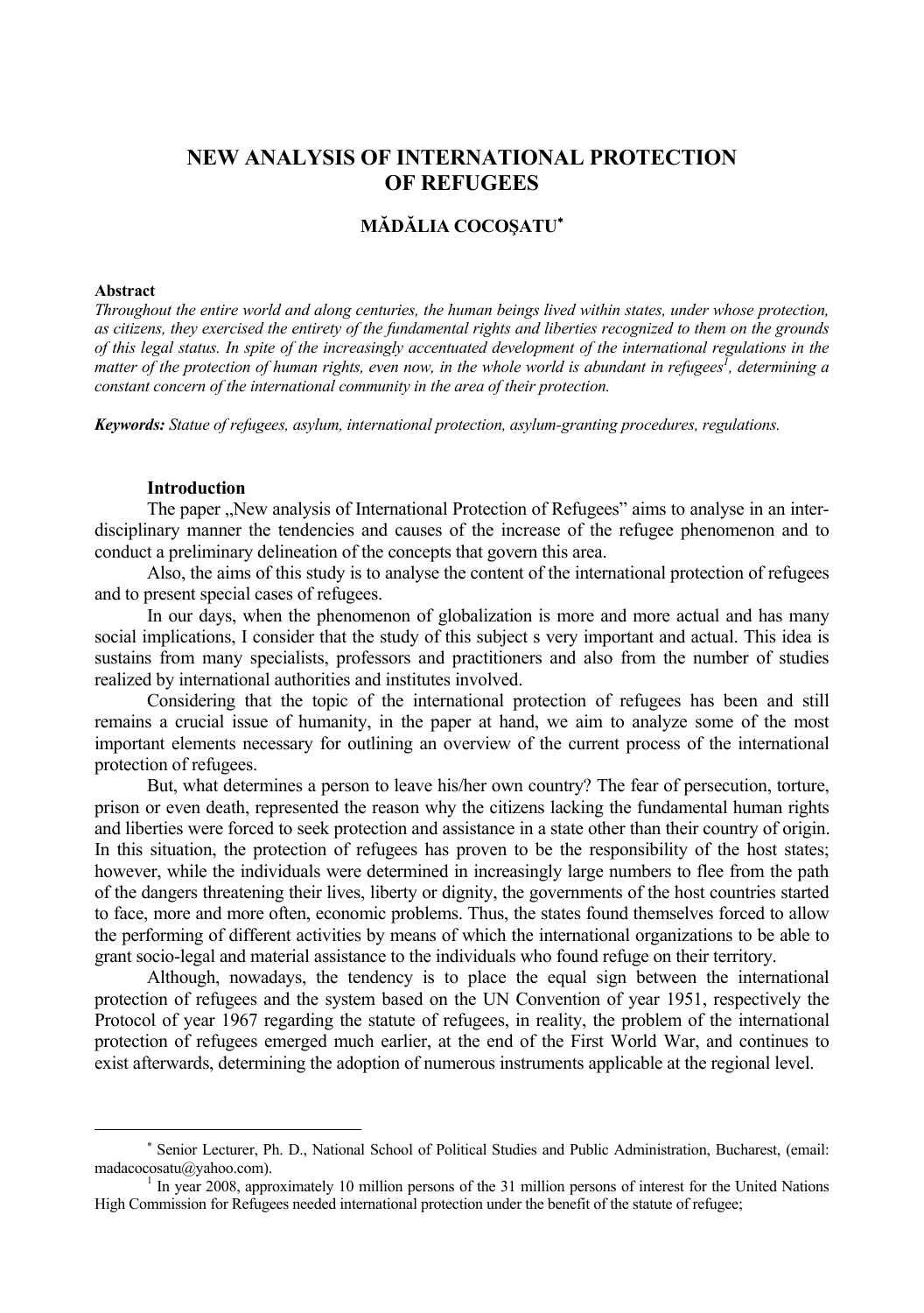# NEW ANALYSIS OF INTERNATIONAL PROTECTION OF REFUGEES

**MĂDĂLIA COCOȘATU***

**Abstract**

*Throughout the entire world and along centuries, the human beings lived within states, under whose protection, as citizens, they exercised the entirety of the fundamental rights and liberties recognized to them on the grounds of this legal status. In spite of the increasingly accentuated development of the international regulations in the matter of the protection of human rights, even now, in the whole world is abundant in refugees[1], determining a constant concern of the international community in the area of their protection.*

***Keywords:*** *Statue of refugees, asylum, international protection, asylum-granting procedures, regulations.*

## Introduction

The paper „New analysis of International Protection of Refugees" aims to analyse in an inter-disciplinary manner the tendencies and causes of the increase of the refugee phenomenon and to conduct a preliminary delineation of the concepts that govern this area.

Also, the aims of this study is to analyse the content of the international protection of refugees and to present special cases of refugees.

In our days, when the phenomenon of globalization is more and more actual and has many social implications, I consider that the study of this subject s very important and actual. This idea is sustains from many specialists, professors and practitioners and also from the number of studies realized by international authorities and institutes involved.

Considering that the topic of the international protection of refugees has been and still remains a crucial issue of humanity, in the paper at hand, we aim to analyze some of the most important elements necessary for outlining an overview of the current process of the international protection of refugees.

But, what determines a person to leave his/her own country? The fear of persecution, torture, prison or even death, represented the reason why the citizens lacking the fundamental human rights and liberties were forced to seek protection and assistance in a state other than their country of origin. In this situation, the protection of refugees has proven to be the responsibility of the host states; however, while the individuals were determined in increasingly large numbers to flee from the path of the dangers threatening their lives, liberty or dignity, the governments of the host countries started to face, more and more often, economic problems. Thus, the states found themselves forced to allow the performing of different activities by means of which the international organizations to be able to grant socio-legal and material assistance to the individuals who found refuge on their territory.

Although, nowadays, the tendency is to place the equal sign between the international protection of refugees and the system based on the UN Convention of year 1951, respectively the Protocol of year 1967 regarding the statute of refugees, in reality, the problem of the international protection of refugees emerged much earlier, at the end of the First World War, and continues to exist afterwards, determining the adoption of numerous instruments applicable at the regional level.

---

\* Senior Lecturer, Ph. D., National School of Political Studies and Public Administration, Bucharest, (email: madacocosatu@yahoo.com).

[1] In year 2008, approximately 10 million persons of the 31 million persons of interest for the United Nations High Commission for Refugees needed international protection under the benefit of the statute of refugee;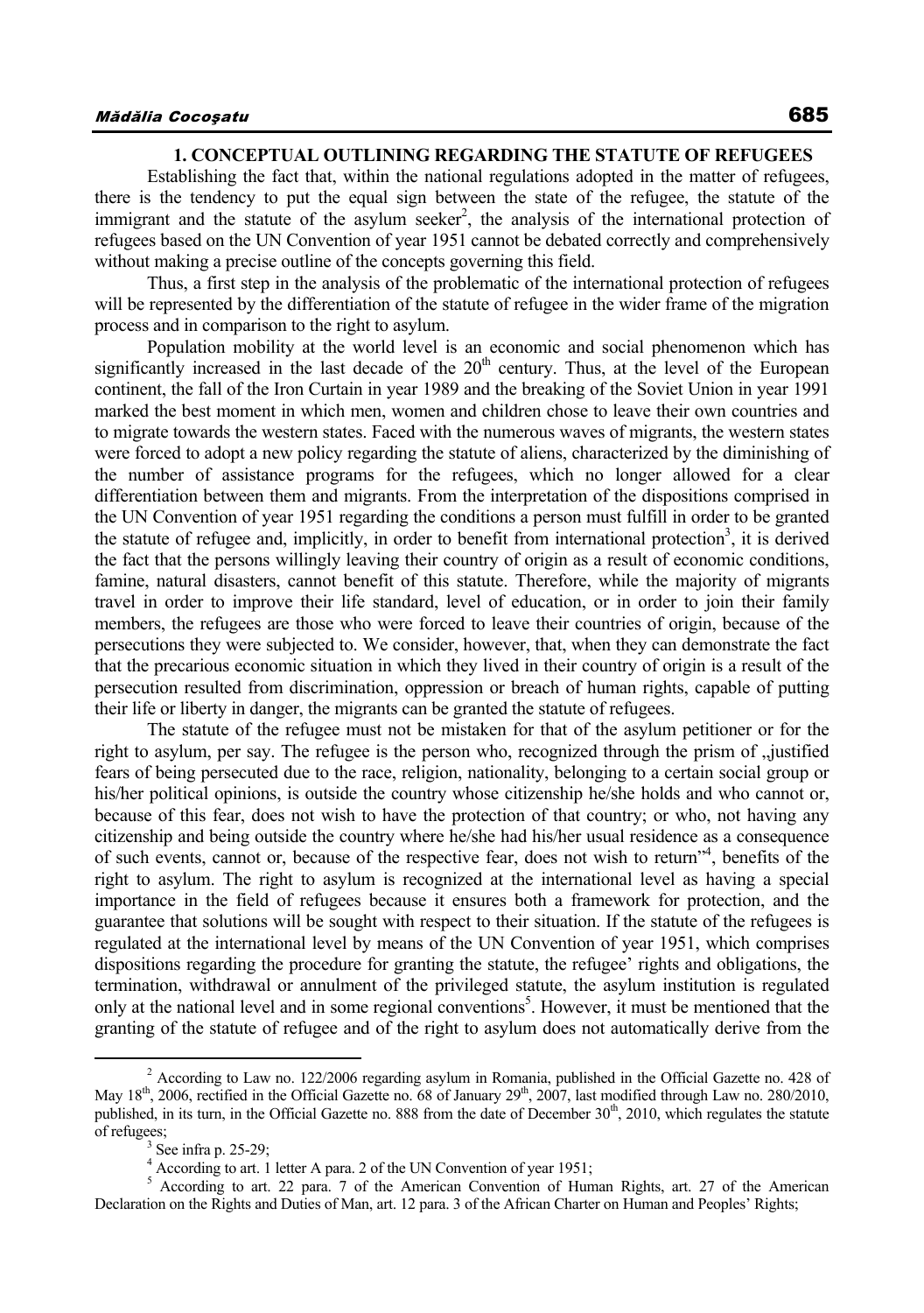## 1. CONCEPTUAL OUTLINING REGARDING THE STATUTE OF REFUGEES

Establishing the fact that, within the national regulations adopted in the matter of refugees, there is the tendency to put the equal sign between the state of the refugee, the statute of the immigrant and the statute of the asylum seeker[2], the analysis of the international protection of refugees based on the UN Convention of year 1951 cannot be debated correctly and comprehensively without making a precise outline of the concepts governing this field.

Thus, a first step in the analysis of the problematic of the international protection of refugees will be represented by the differentiation of the statute of refugee in the wider frame of the migration process and in comparison to the right to asylum.

Population mobility at the world level is an economic and social phenomenon which has significantly increased in the last decade of the 20th century. Thus, at the level of the European continent, the fall of the Iron Curtain in year 1989 and the breaking of the Soviet Union in year 1991 marked the best moment in which men, women and children chose to leave their own countries and to migrate towards the western states. Faced with the numerous waves of migrants, the western states were forced to adopt a new policy regarding the statute of aliens, characterized by the diminishing of the number of assistance programs for the refugees, which no longer allowed for a clear differentiation between them and migrants. From the interpretation of the dispositions comprised in the UN Convention of year 1951 regarding the conditions a person must fulfill in order to be granted the statute of refugee and, implicitly, in order to benefit from international protection[3], it is derived the fact that the persons willingly leaving their country of origin as a result of economic conditions, famine, natural disasters, cannot benefit of this statute. Therefore, while the majority of migrants travel in order to improve their life standard, level of education, or in order to join their family members, the refugees are those who were forced to leave their countries of origin, because of the persecutions they were subjected to. We consider, however, that, when they can demonstrate the fact that the precarious economic situation in which they lived in their country of origin is a result of the persecution resulted from discrimination, oppression or breach of human rights, capable of putting their life or liberty in danger, the migrants can be granted the statute of refugees.

The statute of the refugee must not be mistaken for that of the asylum petitioner or for the right to asylum, per say. The refugee is the person who, recognized through the prism of „justified fears of being persecuted due to the race, religion, nationality, belonging to a certain social group or his/her political opinions, is outside the country whose citizenship he/she holds and who cannot or, because of this fear, does not wish to have the protection of that country; or who, not having any citizenship and being outside the country where he/she had his/her usual residence as a consequence of such events, cannot or, because of the respective fear, does not wish to return"[4], benefits of the right to asylum. The right to asylum is recognized at the international level as having a special importance in the field of refugees because it ensures both a framework for protection, and the guarantee that solutions will be sought with respect to their situation. If the statute of the refugees is regulated at the international level by means of the UN Convention of year 1951, which comprises dispositions regarding the procedure for granting the statute, the refugee' rights and obligations, the termination, withdrawal or annulment of the privileged statute, the asylum institution is regulated only at the national level and in some regional conventions[5]. However, it must be mentioned that the granting of the statute of refugee and of the right to asylum does not automatically derive from the

---

[2] According to Law no. 122/2006 regarding asylum in Romania, published in the Official Gazette no. 428 of May 18th, 2006, rectified in the Official Gazette no. 68 of January 29th, 2007, last modified through Law no. 280/2010, published, in its turn, in the Official Gazette no. 888 from the date of December 30th, 2010, which regulates the statute of refugees;

[3] See infra p. 25-29;

[4] According to art. 1 letter A para. 2 of the UN Convention of year 1951;

[5] According to art. 22 para. 7 of the American Convention of Human Rights, art. 27 of the American Declaration on the Rights and Duties of Man, art. 12 para. 3 of the African Charter on Human and Peoples' Rights;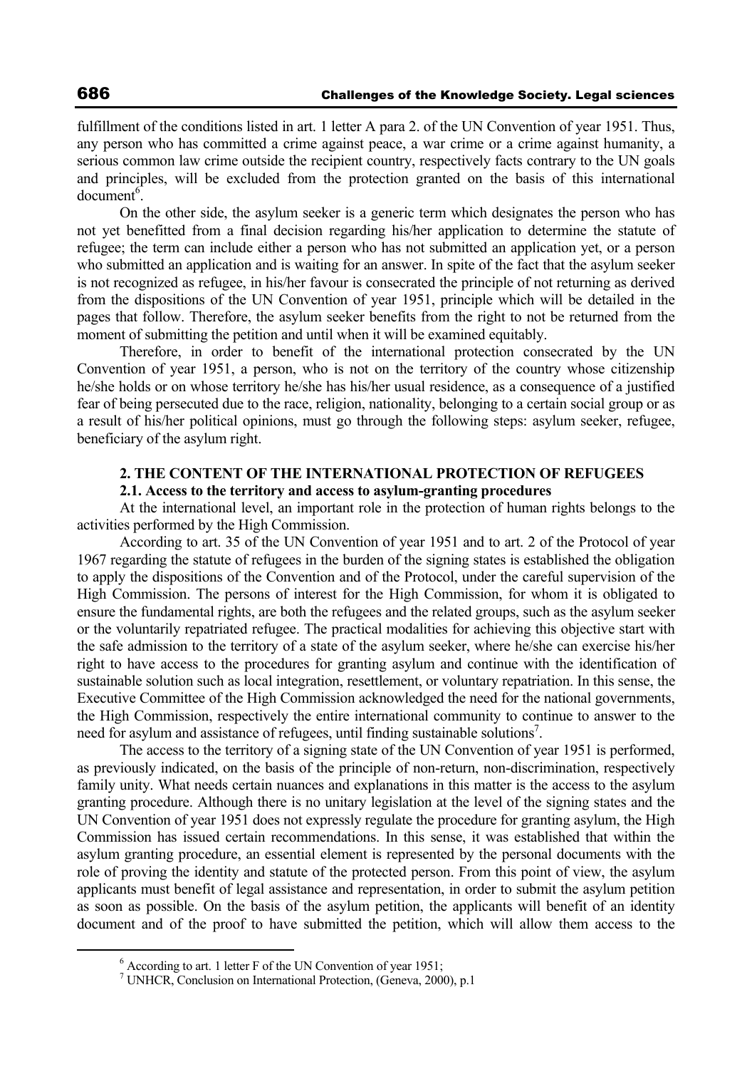fulfillment of the conditions listed in art. 1 letter A para 2. of the UN Convention of year 1951. Thus, any person who has committed a crime against peace, a war crime or a crime against humanity, a serious common law crime outside the recipient country, respectively facts contrary to the UN goals and principles, will be excluded from the protection granted on the basis of this international document[6].

On the other side, the asylum seeker is a generic term which designates the person who has not yet benefitted from a final decision regarding his/her application to determine the statute of refugee; the term can include either a person who has not submitted an application yet, or a person who submitted an application and is waiting for an answer. In spite of the fact that the asylum seeker is not recognized as refugee, in his/her favour is consecrated the principle of not returning as derived from the dispositions of the UN Convention of year 1951, principle which will be detailed in the pages that follow. Therefore, the asylum seeker benefits from the right to not be returned from the moment of submitting the petition and until when it will be examined equitably.

Therefore, in order to benefit of the international protection consecrated by the UN Convention of year 1951, a person, who is not on the territory of the country whose citizenship he/she holds or on whose territory he/she has his/her usual residence, as a consequence of a justified fear of being persecuted due to the race, religion, nationality, belonging to a certain social group or as a result of his/her political opinions, must go through the following steps: asylum seeker, refugee, beneficiary of the asylum right.

## 2. THE CONTENT OF THE INTERNATIONAL PROTECTION OF REFUGEES

### 2.1. Access to the territory and access to asylum-granting procedures

At the international level, an important role in the protection of human rights belongs to the activities performed by the High Commission.

According to art. 35 of the UN Convention of year 1951 and to art. 2 of the Protocol of year 1967 regarding the statute of refugees in the burden of the signing states is established the obligation to apply the dispositions of the Convention and of the Protocol, under the careful supervision of the High Commission. The persons of interest for the High Commission, for whom it is obligated to ensure the fundamental rights, are both the refugees and the related groups, such as the asylum seeker or the voluntarily repatriated refugee. The practical modalities for achieving this objective start with the safe admission to the territory of a state of the asylum seeker, where he/she can exercise his/her right to have access to the procedures for granting asylum and continue with the identification of sustainable solution such as local integration, resettlement, or voluntary repatriation. In this sense, the Executive Committee of the High Commission acknowledged the need for the national governments, the High Commission, respectively the entire international community to continue to answer to the need for asylum and assistance of refugees, until finding sustainable solutions[7].

The access to the territory of a signing state of the UN Convention of year 1951 is performed, as previously indicated, on the basis of the principle of non-return, non-discrimination, respectively family unity. What needs certain nuances and explanations in this matter is the access to the asylum granting procedure. Although there is no unitary legislation at the level of the signing states and the UN Convention of year 1951 does not expressly regulate the procedure for granting asylum, the High Commission has issued certain recommendations. In this sense, it was established that within the asylum granting procedure, an essential element is represented by the personal documents with the role of proving the identity and statute of the protected person. From this point of view, the asylum applicants must benefit of legal assistance and representation, in order to submit the asylum petition as soon as possible. On the basis of the asylum petition, the applicants will benefit of an identity document and of the proof to have submitted the petition, which will allow them access to the

---

[6] According to art. 1 letter F of the UN Convention of year 1951;

[7] UNHCR, Conclusion on International Protection, (Geneva, 2000), p.1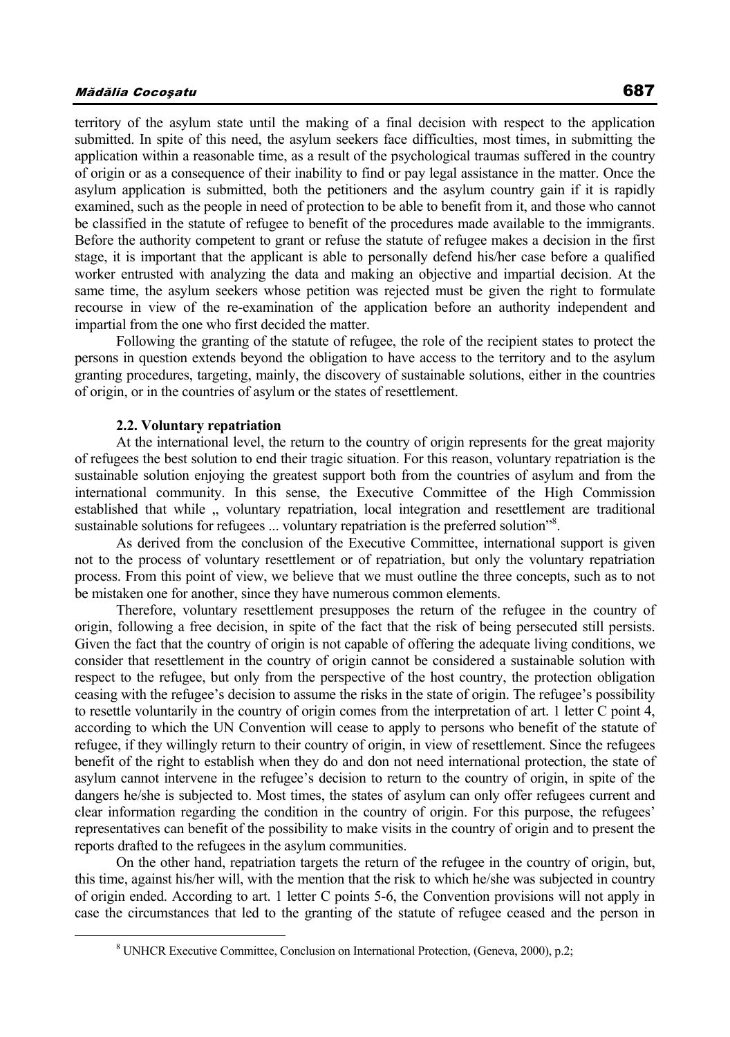territory of the asylum state until the making of a final decision with respect to the application submitted. In spite of this need, the asylum seekers face difficulties, most times, in submitting the application within a reasonable time, as a result of the psychological traumas suffered in the country of origin or as a consequence of their inability to find or pay legal assistance in the matter. Once the asylum application is submitted, both the petitioners and the asylum country gain if it is rapidly examined, such as the people in need of protection to be able to benefit from it, and those who cannot be classified in the statute of refugee to benefit of the procedures made available to the immigrants. Before the authority competent to grant or refuse the statute of refugee makes a decision in the first stage, it is important that the applicant is able to personally defend his/her case before a qualified worker entrusted with analyzing the data and making an objective and impartial decision. At the same time, the asylum seekers whose petition was rejected must be given the right to formulate recourse in view of the re-examination of the application before an authority independent and impartial from the one who first decided the matter.

Following the granting of the statute of refugee, the role of the recipient states to protect the persons in question extends beyond the obligation to have access to the territory and to the asylum granting procedures, targeting, mainly, the discovery of sustainable solutions, either in the countries of origin, or in the countries of asylum or the states of resettlement.

**2.2. Voluntary repatriation**

At the international level, the return to the country of origin represents for the great majority of refugees the best solution to end their tragic situation. For this reason, voluntary repatriation is the sustainable solution enjoying the greatest support both from the countries of asylum and from the international community. In this sense, the Executive Committee of the High Commission established that while „ voluntary repatriation, local integration and resettlement are traditional sustainable solutions for refugees ... voluntary repatriation is the preferred solution"[8].

As derived from the conclusion of the Executive Committee, international support is given not to the process of voluntary resettlement or of repatriation, but only the voluntary repatriation process. From this point of view, we believe that we must outline the three concepts, such as to not be mistaken one for another, since they have numerous common elements.

Therefore, voluntary resettlement presupposes the return of the refugee in the country of origin, following a free decision, in spite of the fact that the risk of being persecuted still persists. Given the fact that the country of origin is not capable of offering the adequate living conditions, we consider that resettlement in the country of origin cannot be considered a sustainable solution with respect to the refugee, but only from the perspective of the host country, the protection obligation ceasing with the refugee's decision to assume the risks in the state of origin. The refugee's possibility to resettle voluntarily in the country of origin comes from the interpretation of art. 1 letter C point 4, according to which the UN Convention will cease to apply to persons who benefit of the statute of refugee, if they willingly return to their country of origin, in view of resettlement. Since the refugees benefit of the right to establish when they do and don not need international protection, the state of asylum cannot intervene in the refugee's decision to return to the country of origin, in spite of the dangers he/she is subjected to. Most times, the states of asylum can only offer refugees current and clear information regarding the condition in the country of origin. For this purpose, the refugees' representatives can benefit of the possibility to make visits in the country of origin and to present the reports drafted to the refugees in the asylum communities.

On the other hand, repatriation targets the return of the refugee in the country of origin, but, this time, against his/her will, with the mention that the risk to which he/she was subjected in country of origin ended. According to art. 1 letter C points 5-6, the Convention provisions will not apply in case the circumstances that led to the granting of the statute of refugee ceased and the person in

---

[8] UNHCR Executive Committee, Conclusion on International Protection, (Geneva, 2000), p.2;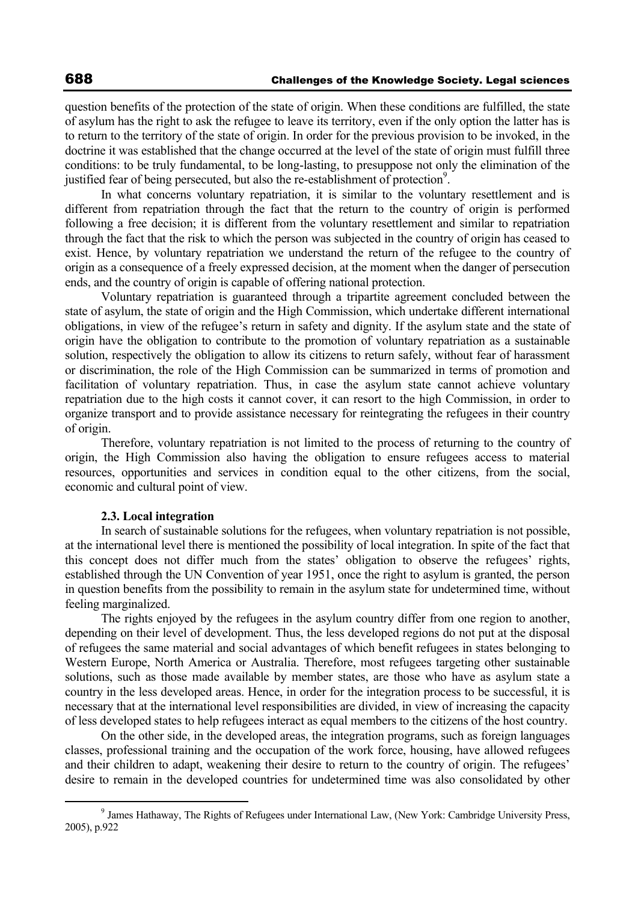question benefits of the protection of the state of origin. When these conditions are fulfilled, the state of asylum has the right to ask the refugee to leave its territory, even if the only option the latter has is to return to the territory of the state of origin. In order for the previous provision to be invoked, in the doctrine it was established that the change occurred at the level of the state of origin must fulfill three conditions: to be truly fundamental, to be long-lasting, to presuppose not only the elimination of the justified fear of being persecuted, but also the re-establishment of protection[9].

In what concerns voluntary repatriation, it is similar to the voluntary resettlement and is different from repatriation through the fact that the return to the country of origin is performed following a free decision; it is different from the voluntary resettlement and similar to repatriation through the fact that the risk to which the person was subjected in the country of origin has ceased to exist. Hence, by voluntary repatriation we understand the return of the refugee to the country of origin as a consequence of a freely expressed decision, at the moment when the danger of persecution ends, and the country of origin is capable of offering national protection.

Voluntary repatriation is guaranteed through a tripartite agreement concluded between the state of asylum, the state of origin and the High Commission, which undertake different international obligations, in view of the refugee's return in safety and dignity. If the asylum state and the state of origin have the obligation to contribute to the promotion of voluntary repatriation as a sustainable solution, respectively the obligation to allow its citizens to return safely, without fear of harassment or discrimination, the role of the High Commission can be summarized in terms of promotion and facilitation of voluntary repatriation. Thus, in case the asylum state cannot achieve voluntary repatriation due to the high costs it cannot cover, it can resort to the high Commission, in order to organize transport and to provide assistance necessary for reintegrating the refugees in their country of origin.

Therefore, voluntary repatriation is not limited to the process of returning to the country of origin, the High Commission also having the obligation to ensure refugees access to material resources, opportunities and services in condition equal to the other citizens, from the social, economic and cultural point of view.

### 2.3. Local integration

In search of sustainable solutions for the refugees, when voluntary repatriation is not possible, at the international level there is mentioned the possibility of local integration. In spite of the fact that this concept does not differ much from the states' obligation to observe the refugees' rights, established through the UN Convention of year 1951, once the right to asylum is granted, the person in question benefits from the possibility to remain in the asylum state for undetermined time, without feeling marginalized.

The rights enjoyed by the refugees in the asylum country differ from one region to another, depending on their level of development. Thus, the less developed regions do not put at the disposal of refugees the same material and social advantages of which benefit refugees in states belonging to Western Europe, North America or Australia. Therefore, most refugees targeting other sustainable solutions, such as those made available by member states, are those who have as asylum state a country in the less developed areas. Hence, in order for the integration process to be successful, it is necessary that at the international level responsibilities are divided, in view of increasing the capacity of less developed states to help refugees interact as equal members to the citizens of the host country.

On the other side, in the developed areas, the integration programs, such as foreign languages classes, professional training and the occupation of the work force, housing, have allowed refugees and their children to adapt, weakening their desire to return to the country of origin. The refugees' desire to remain in the developed countries for undetermined time was also consolidated by other

[9] James Hathaway, The Rights of Refugees under International Law, (New York: Cambridge University Press, 2005), p.922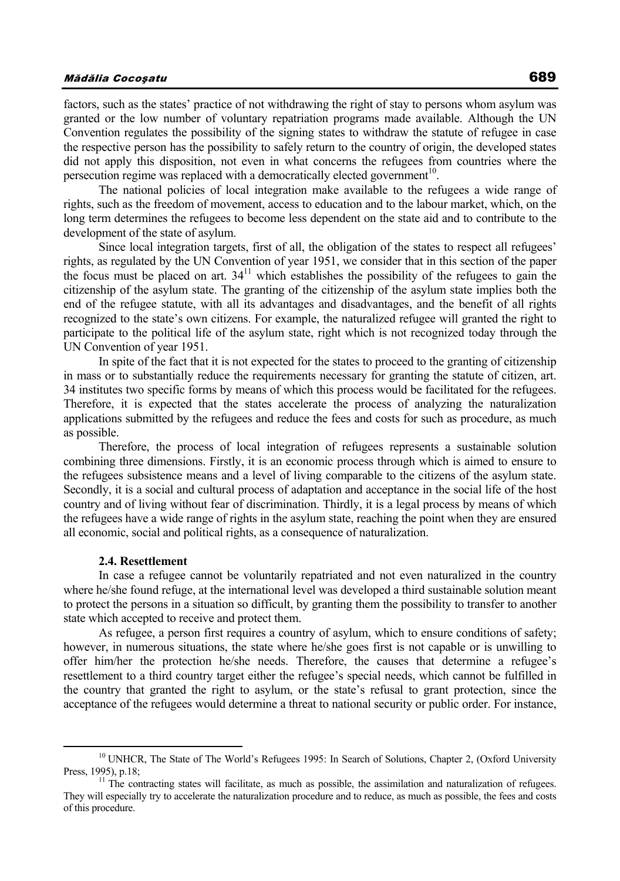factors, such as the states' practice of not withdrawing the right of stay to persons whom asylum was granted or the low number of voluntary repatriation programs made available. Although the UN Convention regulates the possibility of the signing states to withdraw the statute of refugee in case the respective person has the possibility to safely return to the country of origin, the developed states did not apply this disposition, not even in what concerns the refugees from countries where the persecution regime was replaced with a democratically elected government[10].

The national policies of local integration make available to the refugees a wide range of rights, such as the freedom of movement, access to education and to the labour market, which, on the long term determines the refugees to become less dependent on the state aid and to contribute to the development of the state of asylum.

Since local integration targets, first of all, the obligation of the states to respect all refugees' rights, as regulated by the UN Convention of year 1951, we consider that in this section of the paper the focus must be placed on art. 34[11] which establishes the possibility of the refugees to gain the citizenship of the asylum state. The granting of the citizenship of the asylum state implies both the end of the refugee statute, with all its advantages and disadvantages, and the benefit of all rights recognized to the state's own citizens. For example, the naturalized refugee will granted the right to participate to the political life of the asylum state, right which is not recognized today through the UN Convention of year 1951.

In spite of the fact that it is not expected for the states to proceed to the granting of citizenship in mass or to substantially reduce the requirements necessary for granting the statute of citizen, art. 34 institutes two specific forms by means of which this process would be facilitated for the refugees. Therefore, it is expected that the states accelerate the process of analyzing the naturalization applications submitted by the refugees and reduce the fees and costs for such as procedure, as much as possible.

Therefore, the process of local integration of refugees represents a sustainable solution combining three dimensions. Firstly, it is an economic process through which is aimed to ensure to the refugees subsistence means and a level of living comparable to the citizens of the asylum state. Secondly, it is a social and cultural process of adaptation and acceptance in the social life of the host country and of living without fear of discrimination. Thirdly, it is a legal process by means of which the refugees have a wide range of rights in the asylum state, reaching the point when they are ensured all economic, social and political rights, as a consequence of naturalization.

### 2.4. Resettlement

In case a refugee cannot be voluntarily repatriated and not even naturalized in the country where he/she found refuge, at the international level was developed a third sustainable solution meant to protect the persons in a situation so difficult, by granting them the possibility to transfer to another state which accepted to receive and protect them.

As refugee, a person first requires a country of asylum, which to ensure conditions of safety; however, in numerous situations, the state where he/she goes first is not capable or is unwilling to offer him/her the protection he/she needs. Therefore, the causes that determine a refugee's resettlement to a third country target either the refugee's special needs, which cannot be fulfilled in the country that granted the right to asylum, or the state's refusal to grant protection, since the acceptance of the refugees would determine a threat to national security or public order. For instance,

---

[10] UNHCR, The State of The World's Refugees 1995: In Search of Solutions, Chapter 2, (Oxford University Press, 1995), p.18;

[11] The contracting states will facilitate, as much as possible, the assimilation and naturalization of refugees. They will especially try to accelerate the naturalization procedure and to reduce, as much as possible, the fees and costs of this procedure.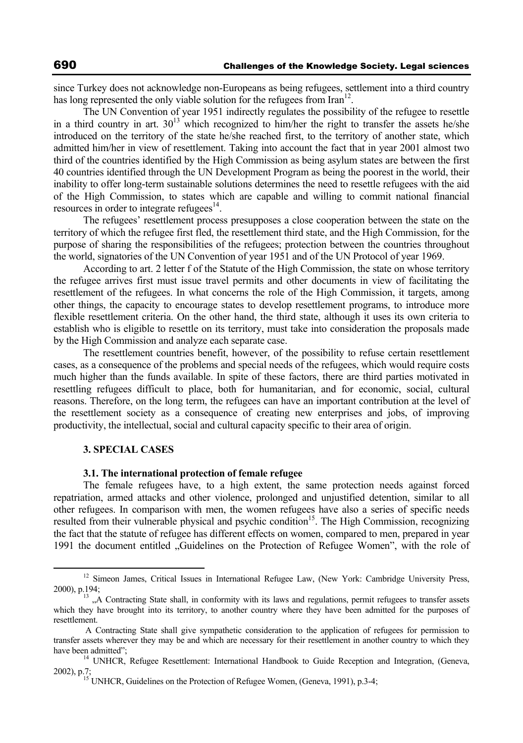since Turkey does not acknowledge non-Europeans as being refugees, settlement into a third country has long represented the only viable solution for the refugees from Iran[12].

The UN Convention of year 1951 indirectly regulates the possibility of the refugee to resettle in a third country in art. 30[13] which recognized to him/her the right to transfer the assets he/she introduced on the territory of the state he/she reached first, to the territory of another state, which admitted him/her in view of resettlement. Taking into account the fact that in year 2001 almost two third of the countries identified by the High Commission as being asylum states are between the first 40 countries identified through the UN Development Program as being the poorest in the world, their inability to offer long-term sustainable solutions determines the need to resettle refugees with the aid of the High Commission, to states which are capable and willing to commit national financial resources in order to integrate refugees[14].

The refugees' resettlement process presupposes a close cooperation between the state on the territory of which the refugee first fled, the resettlement third state, and the High Commission, for the purpose of sharing the responsibilities of the refugees; protection between the countries throughout the world, signatories of the UN Convention of year 1951 and of the UN Protocol of year 1969.

According to art. 2 letter f of the Statute of the High Commission, the state on whose territory the refugee arrives first must issue travel permits and other documents in view of facilitating the resettlement of the refugees. In what concerns the role of the High Commission, it targets, among other things, the capacity to encourage states to develop resettlement programs, to introduce more flexible resettlement criteria. On the other hand, the third state, although it uses its own criteria to establish who is eligible to resettle on its territory, must take into consideration the proposals made by the High Commission and analyze each separate case.

The resettlement countries benefit, however, of the possibility to refuse certain resettlement cases, as a consequence of the problems and special needs of the refugees, which would require costs much higher than the funds available. In spite of these factors, there are third parties motivated in resettling refugees difficult to place, both for humanitarian, and for economic, social, cultural reasons. Therefore, on the long term, the refugees can have an important contribution at the level of the resettlement society as a consequence of creating new enterprises and jobs, of improving productivity, the intellectual, social and cultural capacity specific to their area of origin.

## 3. SPECIAL CASES

### 3.1. The international protection of female refugee

The female refugees have, to a high extent, the same protection needs against forced repatriation, armed attacks and other violence, prolonged and unjustified detention, similar to all other refugees. In comparison with men, the women refugees have also a series of specific needs resulted from their vulnerable physical and psychic condition[15]. The High Commission, recognizing the fact that the statute of refugee has different effects on women, compared to men, prepared in year 1991 the document entitled „Guidelines on the Protection of Refugee Women", with the role of

---

[12] Simeon James, Critical Issues in International Refugee Law, (New York: Cambridge University Press, 2000), p.194;

[13] „A Contracting State shall, in conformity with its laws and regulations, permit refugees to transfer assets which they have brought into its territory, to another country where they have been admitted for the purposes of resettlement.

A Contracting State shall give sympathetic consideration to the application of refugees for permission to transfer assets wherever they may be and which are necessary for their resettlement in another country to which they have been admitted";

[14] UNHCR, Refugee Resettlement: International Handbook to Guide Reception and Integration, (Geneva, 2002), p.7;

[15] UNHCR, Guidelines on the Protection of Refugee Women, (Geneva, 1991), p.3-4;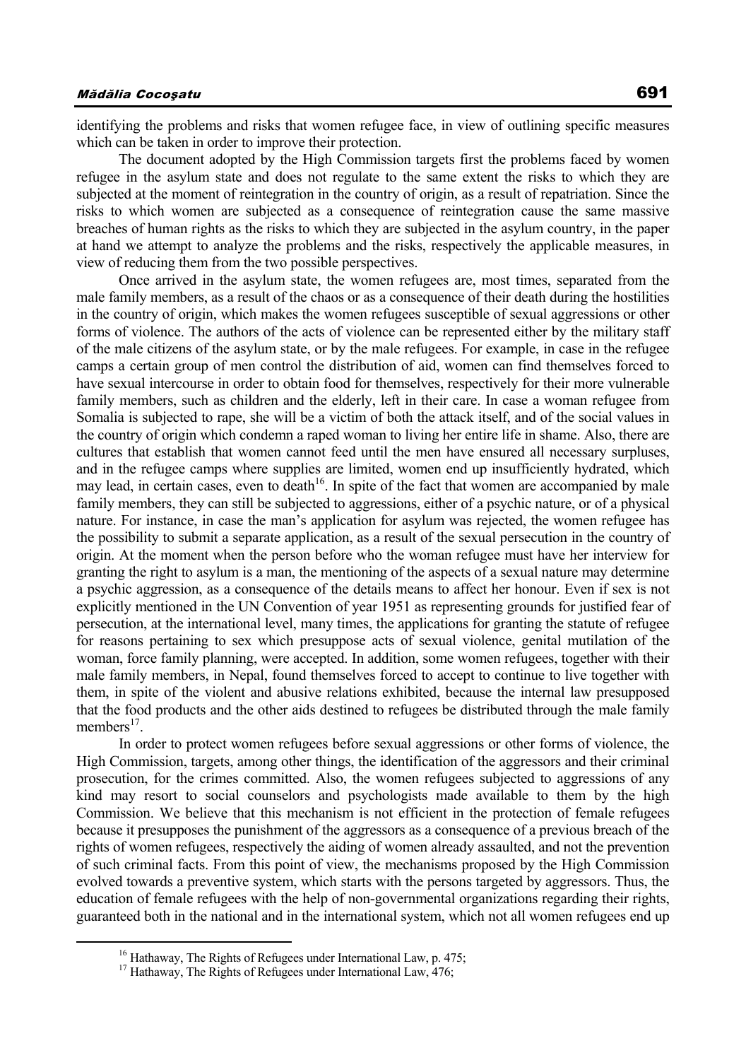identifying the problems and risks that women refugee face, in view of outlining specific measures which can be taken in order to improve their protection.

The document adopted by the High Commission targets first the problems faced by women refugee in the asylum state and does not regulate to the same extent the risks to which they are subjected at the moment of reintegration in the country of origin, as a result of repatriation. Since the risks to which women are subjected as a consequence of reintegration cause the same massive breaches of human rights as the risks to which they are subjected in the asylum country, in the paper at hand we attempt to analyze the problems and the risks, respectively the applicable measures, in view of reducing them from the two possible perspectives.

Once arrived in the asylum state, the women refugees are, most times, separated from the male family members, as a result of the chaos or as a consequence of their death during the hostilities in the country of origin, which makes the women refugees susceptible of sexual aggressions or other forms of violence. The authors of the acts of violence can be represented either by the military staff of the male citizens of the asylum state, or by the male refugees. For example, in case in the refugee camps a certain group of men control the distribution of aid, women can find themselves forced to have sexual intercourse in order to obtain food for themselves, respectively for their more vulnerable family members, such as children and the elderly, left in their care. In case a woman refugee from Somalia is subjected to rape, she will be a victim of both the attack itself, and of the social values in the country of origin which condemn a raped woman to living her entire life in shame. Also, there are cultures that establish that women cannot feed until the men have ensured all necessary surpluses, and in the refugee camps where supplies are limited, women end up insufficiently hydrated, which may lead, in certain cases, even to death[16]. In spite of the fact that women are accompanied by male family members, they can still be subjected to aggressions, either of a psychic nature, or of a physical nature. For instance, in case the man's application for asylum was rejected, the women refugee has the possibility to submit a separate application, as a result of the sexual persecution in the country of origin. At the moment when the person before who the woman refugee must have her interview for granting the right to asylum is a man, the mentioning of the aspects of a sexual nature may determine a psychic aggression, as a consequence of the details means to affect her honour. Even if sex is not explicitly mentioned in the UN Convention of year 1951 as representing grounds for justified fear of persecution, at the international level, many times, the applications for granting the statute of refugee for reasons pertaining to sex which presuppose acts of sexual violence, genital mutilation of the woman, force family planning, were accepted. In addition, some women refugees, together with their male family members, in Nepal, found themselves forced to accept to continue to live together with them, in spite of the violent and abusive relations exhibited, because the internal law presupposed that the food products and the other aids destined to refugees be distributed through the male family members[17].

In order to protect women refugees before sexual aggressions or other forms of violence, the High Commission, targets, among other things, the identification of the aggressors and their criminal prosecution, for the crimes committed. Also, the women refugees subjected to aggressions of any kind may resort to social counselors and psychologists made available to them by the high Commission. We believe that this mechanism is not efficient in the protection of female refugees because it presupposes the punishment of the aggressors as a consequence of a previous breach of the rights of women refugees, respectively the aiding of women already assaulted, and not the prevention of such criminal facts. From this point of view, the mechanisms proposed by the High Commission evolved towards a preventive system, which starts with the persons targeted by aggressors. Thus, the education of female refugees with the help of non-governmental organizations regarding their rights, guaranteed both in the national and in the international system, which not all women refugees end up

[16] Hathaway, The Rights of Refugees under International Law, p. 475;

[17] Hathaway, The Rights of Refugees under International Law, 476;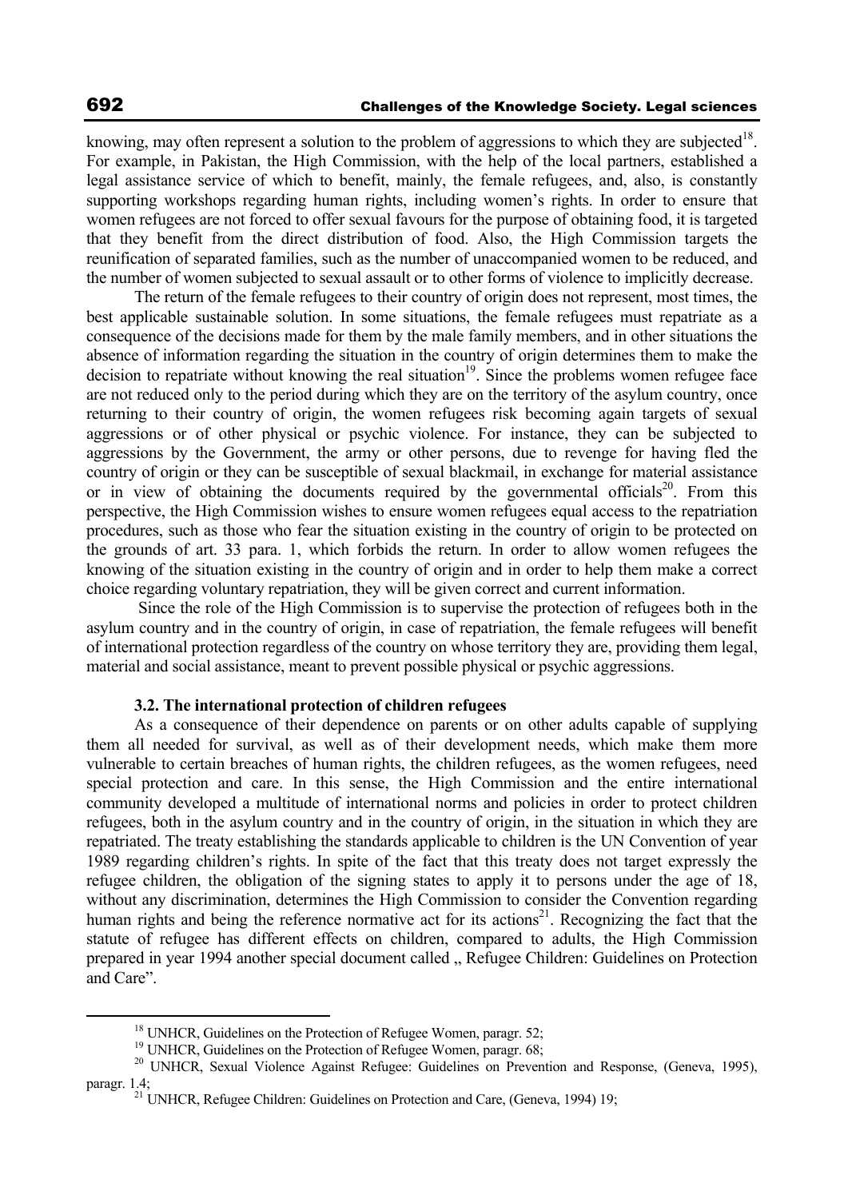knowing, may often represent a solution to the problem of aggressions to which they are subjected[18]. For example, in Pakistan, the High Commission, with the help of the local partners, established a legal assistance service of which to benefit, mainly, the female refugees, and, also, is constantly supporting workshops regarding human rights, including women's rights. In order to ensure that women refugees are not forced to offer sexual favours for the purpose of obtaining food, it is targeted that they benefit from the direct distribution of food. Also, the High Commission targets the reunification of separated families, such as the number of unaccompanied women to be reduced, and the number of women subjected to sexual assault or to other forms of violence to implicitly decrease.

The return of the female refugees to their country of origin does not represent, most times, the best applicable sustainable solution. In some situations, the female refugees must repatriate as a consequence of the decisions made for them by the male family members, and in other situations the absence of information regarding the situation in the country of origin determines them to make the decision to repatriate without knowing the real situation[19]. Since the problems women refugee face are not reduced only to the period during which they are on the territory of the asylum country, once returning to their country of origin, the women refugees risk becoming again targets of sexual aggressions or of other physical or psychic violence. For instance, they can be subjected to aggressions by the Government, the army or other persons, due to revenge for having fled the country of origin or they can be susceptible of sexual blackmail, in exchange for material assistance or in view of obtaining the documents required by the governmental officials[20]. From this perspective, the High Commission wishes to ensure women refugees equal access to the repatriation procedures, such as those who fear the situation existing in the country of origin to be protected on the grounds of art. 33 para. 1, which forbids the return. In order to allow women refugees the knowing of the situation existing in the country of origin and in order to help them make a correct choice regarding voluntary repatriation, they will be given correct and current information.

Since the role of the High Commission is to supervise the protection of refugees both in the asylum country and in the country of origin, in case of repatriation, the female refugees will benefit of international protection regardless of the country on whose territory they are, providing them legal, material and social assistance, meant to prevent possible physical or psychic aggressions.

### 3.2. The international protection of children refugees

As a consequence of their dependence on parents or on other adults capable of supplying them all needed for survival, as well as of their development needs, which make them more vulnerable to certain breaches of human rights, the children refugees, as the women refugees, need special protection and care. In this sense, the High Commission and the entire international community developed a multitude of international norms and policies in order to protect children refugees, both in the asylum country and in the country of origin, in the situation in which they are repatriated. The treaty establishing the standards applicable to children is the UN Convention of year 1989 regarding children's rights. In spite of the fact that this treaty does not target expressly the refugee children, the obligation of the signing states to apply it to persons under the age of 18, without any discrimination, determines the High Commission to consider the Convention regarding human rights and being the reference normative act for its actions[21]. Recognizing the fact that the statute of refugee has different effects on children, compared to adults, the High Commission prepared in year 1994 another special document called „ Refugee Children: Guidelines on Protection and Care".

---

[18] UNHCR, Guidelines on the Protection of Refugee Women, paragr. 52;

[19] UNHCR, Guidelines on the Protection of Refugee Women, paragr. 68;

[20] UNHCR, Sexual Violence Against Refugee: Guidelines on Prevention and Response, (Geneva, 1995), paragr. 1.4;

[21] UNHCR, Refugee Children: Guidelines on Protection and Care, (Geneva, 1994) 19;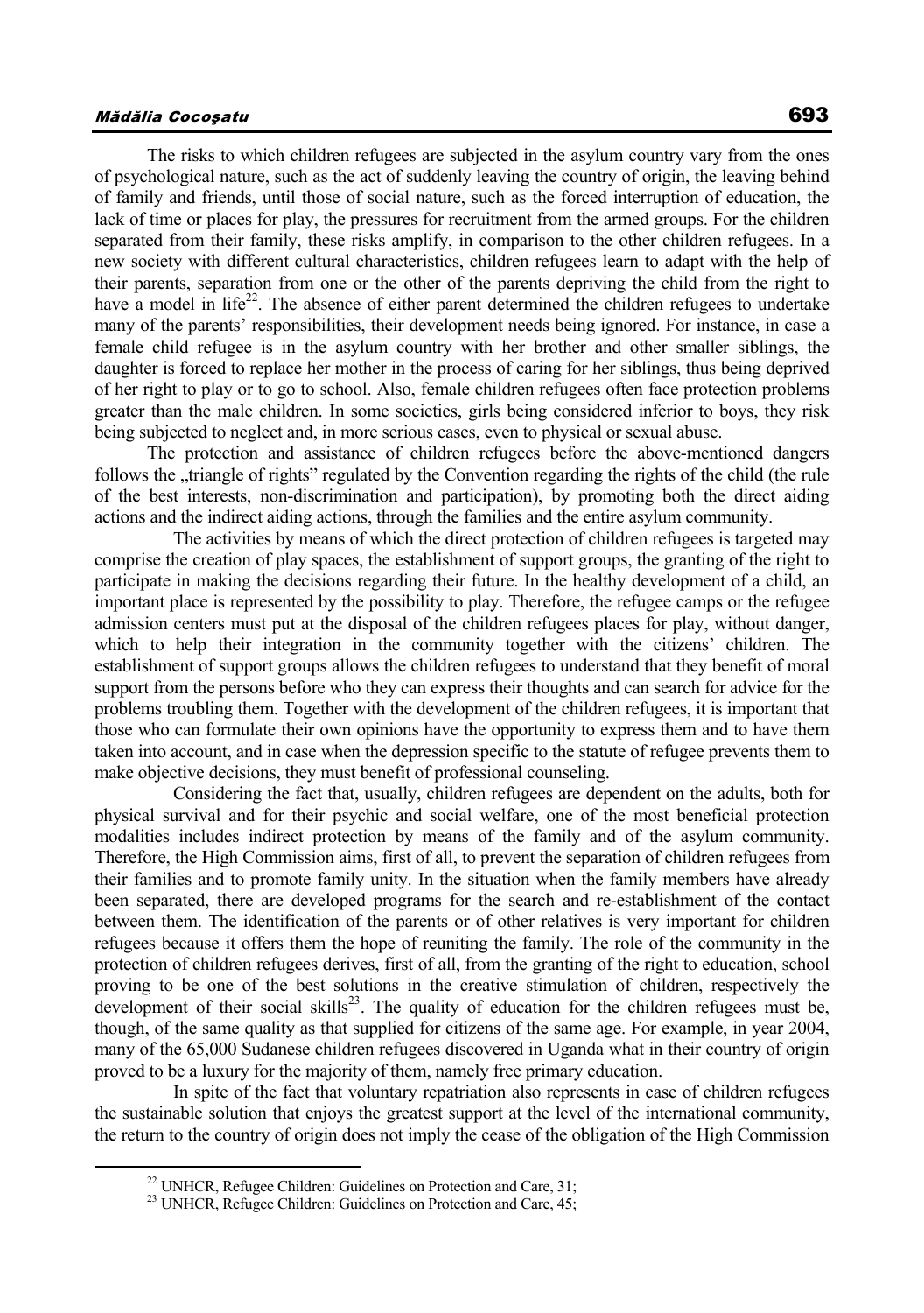The risks to which children refugees are subjected in the asylum country vary from the ones of psychological nature, such as the act of suddenly leaving the country of origin, the leaving behind of family and friends, until those of social nature, such as the forced interruption of education, the lack of time or places for play, the pressures for recruitment from the armed groups. For the children separated from their family, these risks amplify, in comparison to the other children refugees. In a new society with different cultural characteristics, children refugees learn to adapt with the help of their parents, separation from one or the other of the parents depriving the child from the right to have a model in life[22]. The absence of either parent determined the children refugees to undertake many of the parents' responsibilities, their development needs being ignored. For instance, in case a female child refugee is in the asylum country with her brother and other smaller siblings, the daughter is forced to replace her mother in the process of caring for her siblings, thus being deprived of her right to play or to go to school. Also, female children refugees often face protection problems greater than the male children. In some societies, girls being considered inferior to boys, they risk being subjected to neglect and, in more serious cases, even to physical or sexual abuse.

The protection and assistance of children refugees before the above-mentioned dangers follows the „triangle of rights" regulated by the Convention regarding the rights of the child (the rule of the best interests, non-discrimination and participation), by promoting both the direct aiding actions and the indirect aiding actions, through the families and the entire asylum community.

The activities by means of which the direct protection of children refugees is targeted may comprise the creation of play spaces, the establishment of support groups, the granting of the right to participate in making the decisions regarding their future. In the healthy development of a child, an important place is represented by the possibility to play. Therefore, the refugee camps or the refugee admission centers must put at the disposal of the children refugees places for play, without danger, which to help their integration in the community together with the citizens' children. The establishment of support groups allows the children refugees to understand that they benefit of moral support from the persons before who they can express their thoughts and can search for advice for the problems troubling them. Together with the development of the children refugees, it is important that those who can formulate their own opinions have the opportunity to express them and to have them taken into account, and in case when the depression specific to the statute of refugee prevents them to make objective decisions, they must benefit of professional counseling.

Considering the fact that, usually, children refugees are dependent on the adults, both for physical survival and for their psychic and social welfare, one of the most beneficial protection modalities includes indirect protection by means of the family and of the asylum community. Therefore, the High Commission aims, first of all, to prevent the separation of children refugees from their families and to promote family unity. In the situation when the family members have already been separated, there are developed programs for the search and re-establishment of the contact between them. The identification of the parents or of other relatives is very important for children refugees because it offers them the hope of reuniting the family. The role of the community in the protection of children refugees derives, first of all, from the granting of the right to education, school proving to be one of the best solutions in the creative stimulation of children, respectively the development of their social skills[23]. The quality of education for the children refugees must be, though, of the same quality as that supplied for citizens of the same age. For example, in year 2004, many of the 65,000 Sudanese children refugees discovered in Uganda what in their country of origin proved to be a luxury for the majority of them, namely free primary education.

In spite of the fact that voluntary repatriation also represents in case of children refugees the sustainable solution that enjoys the greatest support at the level of the international community, the return to the country of origin does not imply the cease of the obligation of the High Commission

---

[22] UNHCR, Refugee Children: Guidelines on Protection and Care, 31;

[23] UNHCR, Refugee Children: Guidelines on Protection and Care, 45;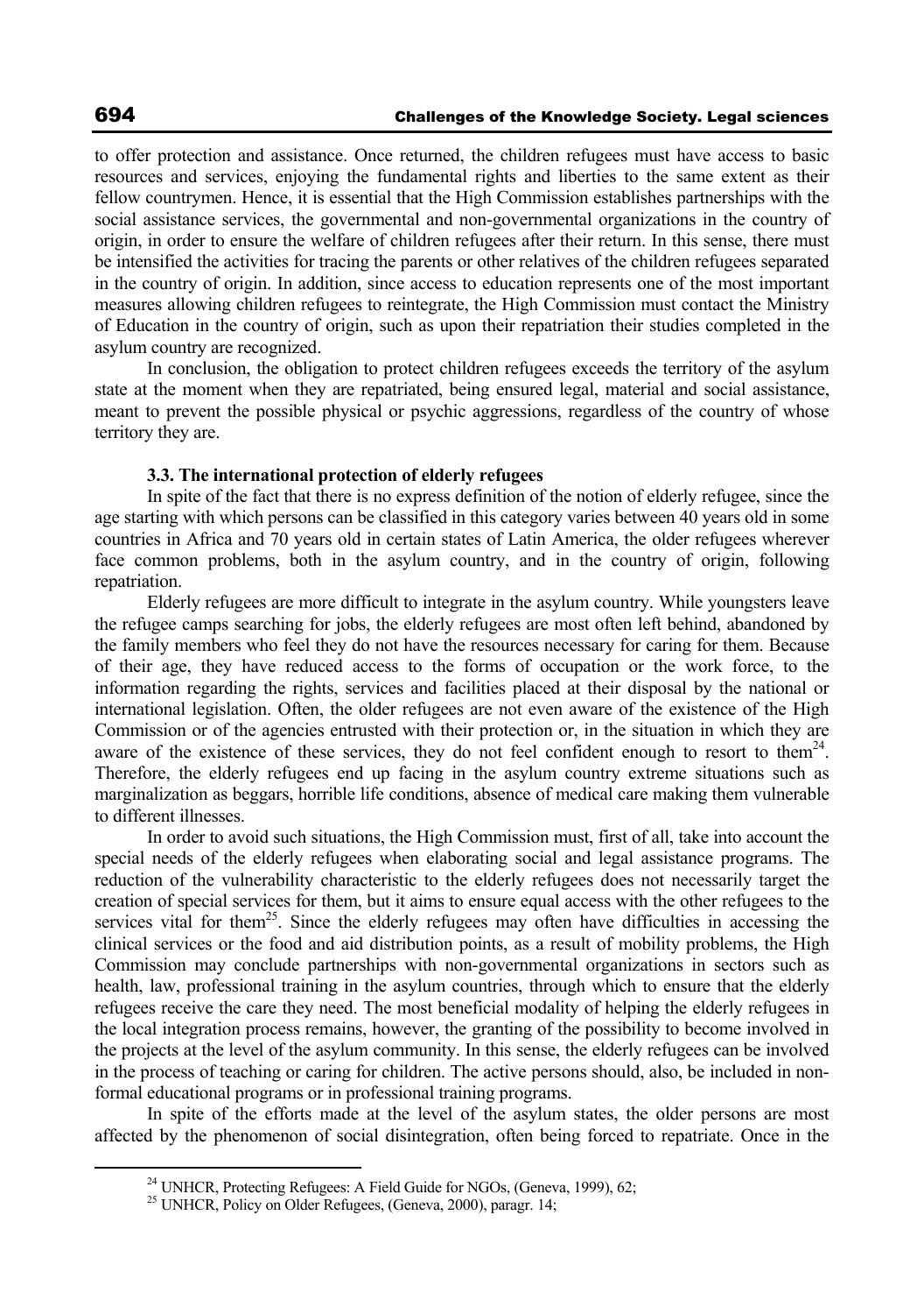to offer protection and assistance. Once returned, the children refugees must have access to basic resources and services, enjoying the fundamental rights and liberties to the same extent as their fellow countrymen. Hence, it is essential that the High Commission establishes partnerships with the social assistance services, the governmental and non-governmental organizations in the country of origin, in order to ensure the welfare of children refugees after their return. In this sense, there must be intensified the activities for tracing the parents or other relatives of the children refugees separated in the country of origin. In addition, since access to education represents one of the most important measures allowing children refugees to reintegrate, the High Commission must contact the Ministry of Education in the country of origin, such as upon their repatriation their studies completed in the asylum country are recognized.

In conclusion, the obligation to protect children refugees exceeds the territory of the asylum state at the moment when they are repatriated, being ensured legal, material and social assistance, meant to prevent the possible physical or psychic aggressions, regardless of the country of whose territory they are.

### 3.3. The international protection of elderly refugees

In spite of the fact that there is no express definition of the notion of elderly refugee, since the age starting with which persons can be classified in this category varies between 40 years old in some countries in Africa and 70 years old in certain states of Latin America, the older refugees wherever face common problems, both in the asylum country, and in the country of origin, following repatriation.

Elderly refugees are more difficult to integrate in the asylum country. While youngsters leave the refugee camps searching for jobs, the elderly refugees are most often left behind, abandoned by the family members who feel they do not have the resources necessary for caring for them. Because of their age, they have reduced access to the forms of occupation or the work force, to the information regarding the rights, services and facilities placed at their disposal by the national or international legislation. Often, the older refugees are not even aware of the existence of the High Commission or of the agencies entrusted with their protection or, in the situation in which they are aware of the existence of these services, they do not feel confident enough to resort to them[24]. Therefore, the elderly refugees end up facing in the asylum country extreme situations such as marginalization as beggars, horrible life conditions, absence of medical care making them vulnerable to different illnesses.

In order to avoid such situations, the High Commission must, first of all, take into account the special needs of the elderly refugees when elaborating social and legal assistance programs. The reduction of the vulnerability characteristic to the elderly refugees does not necessarily target the creation of special services for them, but it aims to ensure equal access with the other refugees to the services vital for them[25]. Since the elderly refugees may often have difficulties in accessing the clinical services or the food and aid distribution points, as a result of mobility problems, the High Commission may conclude partnerships with non-governmental organizations in sectors such as health, law, professional training in the asylum countries, through which to ensure that the elderly refugees receive the care they need. The most beneficial modality of helping the elderly refugees in the local integration process remains, however, the granting of the possibility to become involved in the projects at the level of the asylum community. In this sense, the elderly refugees can be involved in the process of teaching or caring for children. The active persons should, also, be included in non-formal educational programs or in professional training programs.

In spite of the efforts made at the level of the asylum states, the older persons are most affected by the phenomenon of social disintegration, often being forced to repatriate. Once in the

---

[24] UNHCR, Protecting Refugees: A Field Guide for NGOs, (Geneva, 1999), 62;

[25] UNHCR, Policy on Older Refugees, (Geneva, 2000), paragr. 14;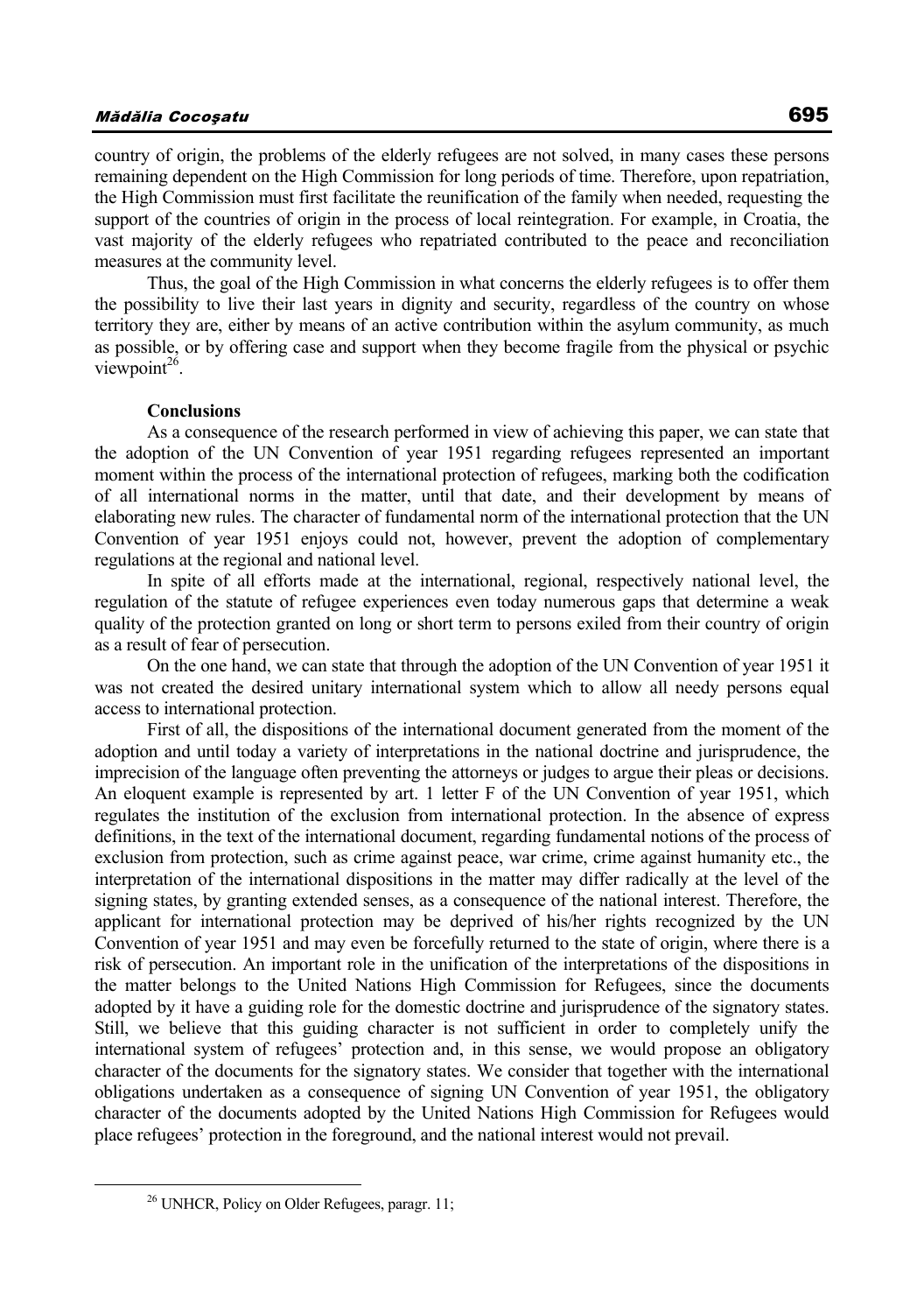country of origin, the problems of the elderly refugees are not solved, in many cases these persons remaining dependent on the High Commission for long periods of time. Therefore, upon repatriation, the High Commission must first facilitate the reunification of the family when needed, requesting the support of the countries of origin in the process of local reintegration. For example, in Croatia, the vast majority of the elderly refugees who repatriated contributed to the peace and reconciliation measures at the community level.

Thus, the goal of the High Commission in what concerns the elderly refugees is to offer them the possibility to live their last years in dignity and security, regardless of the country on whose territory they are, either by means of an active contribution within the asylum community, as much as possible, or by offering case and support when they become fragile from the physical or psychic viewpoint[26].

**Conclusions**

As a consequence of the research performed in view of achieving this paper, we can state that the adoption of the UN Convention of year 1951 regarding refugees represented an important moment within the process of the international protection of refugees, marking both the codification of all international norms in the matter, until that date, and their development by means of elaborating new rules. The character of fundamental norm of the international protection that the UN Convention of year 1951 enjoys could not, however, prevent the adoption of complementary regulations at the regional and national level.

In spite of all efforts made at the international, regional, respectively national level, the regulation of the statute of refugee experiences even today numerous gaps that determine a weak quality of the protection granted on long or short term to persons exiled from their country of origin as a result of fear of persecution.

On the one hand, we can state that through the adoption of the UN Convention of year 1951 it was not created the desired unitary international system which to allow all needy persons equal access to international protection.

First of all, the dispositions of the international document generated from the moment of the adoption and until today a variety of interpretations in the national doctrine and jurisprudence, the imprecision of the language often preventing the attorneys or judges to argue their pleas or decisions. An eloquent example is represented by art. 1 letter F of the UN Convention of year 1951, which regulates the institution of the exclusion from international protection. In the absence of express definitions, in the text of the international document, regarding fundamental notions of the process of exclusion from protection, such as crime against peace, war crime, crime against humanity etc., the interpretation of the international dispositions in the matter may differ radically at the level of the signing states, by granting extended senses, as a consequence of the national interest. Therefore, the applicant for international protection may be deprived of his/her rights recognized by the UN Convention of year 1951 and may even be forcefully returned to the state of origin, where there is a risk of persecution. An important role in the unification of the interpretations of the dispositions in the matter belongs to the United Nations High Commission for Refugees, since the documents adopted by it have a guiding role for the domestic doctrine and jurisprudence of the signatory states. Still, we believe that this guiding character is not sufficient in order to completely unify the international system of refugees' protection and, in this sense, we would propose an obligatory character of the documents for the signatory states. We consider that together with the international obligations undertaken as a consequence of signing UN Convention of year 1951, the obligatory character of the documents adopted by the United Nations High Commission for Refugees would place refugees' protection in the foreground, and the national interest would not prevail.

[26] UNHCR, Policy on Older Refugees, paragr. 11;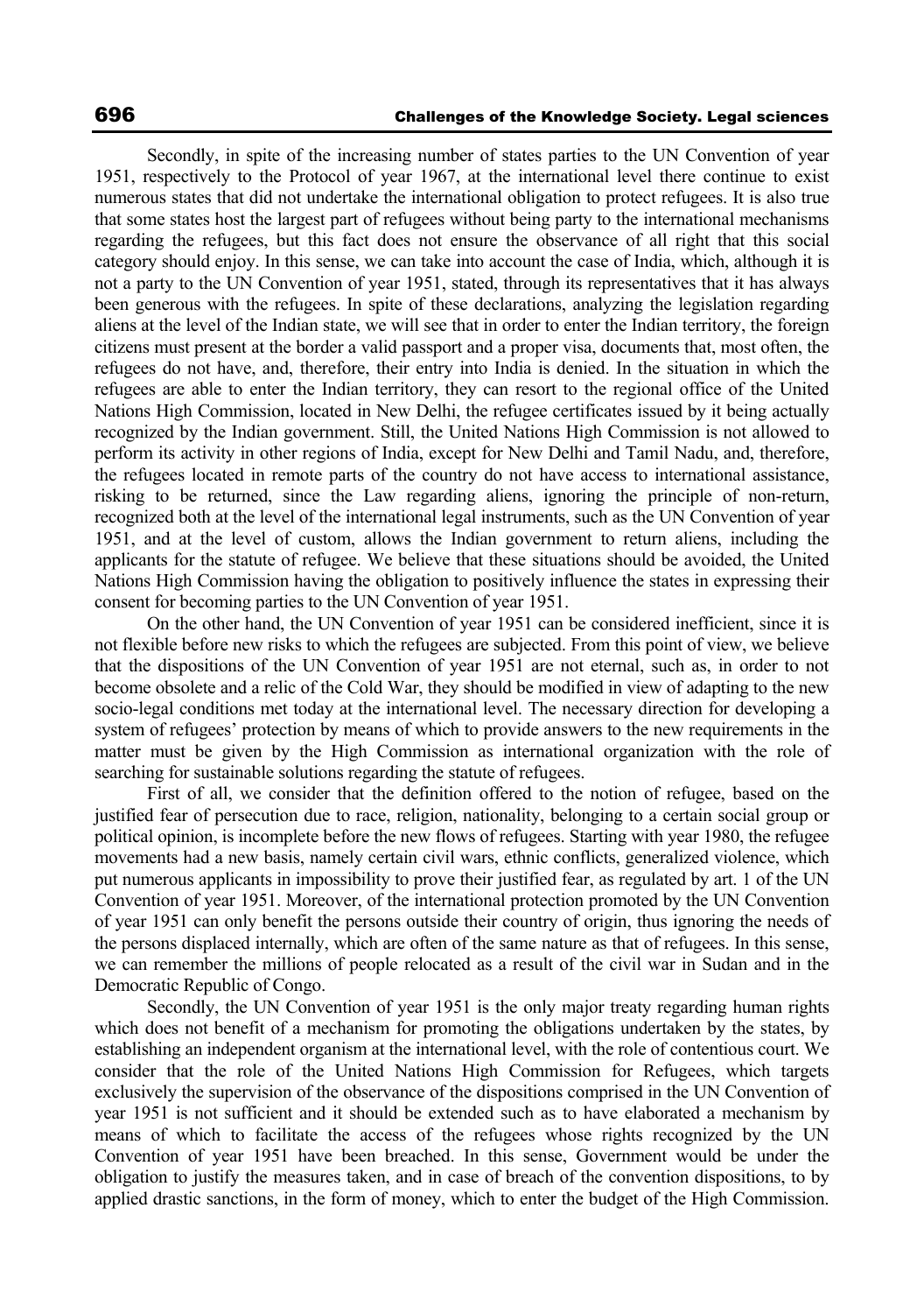Secondly, in spite of the increasing number of states parties to the UN Convention of year 1951, respectively to the Protocol of year 1967, at the international level there continue to exist numerous states that did not undertake the international obligation to protect refugees. It is also true that some states host the largest part of refugees without being party to the international mechanisms regarding the refugees, but this fact does not ensure the observance of all right that this social category should enjoy. In this sense, we can take into account the case of India, which, although it is not a party to the UN Convention of year 1951, stated, through its representatives that it has always been generous with the refugees. In spite of these declarations, analyzing the legislation regarding aliens at the level of the Indian state, we will see that in order to enter the Indian territory, the foreign citizens must present at the border a valid passport and a proper visa, documents that, most often, the refugees do not have, and, therefore, their entry into India is denied. In the situation in which the refugees are able to enter the Indian territory, they can resort to the regional office of the United Nations High Commission, located in New Delhi, the refugee certificates issued by it being actually recognized by the Indian government. Still, the United Nations High Commission is not allowed to perform its activity in other regions of India, except for New Delhi and Tamil Nadu, and, therefore, the refugees located in remote parts of the country do not have access to international assistance, risking to be returned, since the Law regarding aliens, ignoring the principle of non-return, recognized both at the level of the international legal instruments, such as the UN Convention of year 1951, and at the level of custom, allows the Indian government to return aliens, including the applicants for the statute of refugee. We believe that these situations should be avoided, the United Nations High Commission having the obligation to positively influence the states in expressing their consent for becoming parties to the UN Convention of year 1951.

On the other hand, the UN Convention of year 1951 can be considered inefficient, since it is not flexible before new risks to which the refugees are subjected. From this point of view, we believe that the dispositions of the UN Convention of year 1951 are not eternal, such as, in order to not become obsolete and a relic of the Cold War, they should be modified in view of adapting to the new socio-legal conditions met today at the international level. The necessary direction for developing a system of refugees' protection by means of which to provide answers to the new requirements in the matter must be given by the High Commission as international organization with the role of searching for sustainable solutions regarding the statute of refugees.

First of all, we consider that the definition offered to the notion of refugee, based on the justified fear of persecution due to race, religion, nationality, belonging to a certain social group or political opinion, is incomplete before the new flows of refugees. Starting with year 1980, the refugee movements had a new basis, namely certain civil wars, ethnic conflicts, generalized violence, which put numerous applicants in impossibility to prove their justified fear, as regulated by art. 1 of the UN Convention of year 1951. Moreover, of the international protection promoted by the UN Convention of year 1951 can only benefit the persons outside their country of origin, thus ignoring the needs of the persons displaced internally, which are often of the same nature as that of refugees. In this sense, we can remember the millions of people relocated as a result of the civil war in Sudan and in the Democratic Republic of Congo.

Secondly, the UN Convention of year 1951 is the only major treaty regarding human rights which does not benefit of a mechanism for promoting the obligations undertaken by the states, by establishing an independent organism at the international level, with the role of contentious court. We consider that the role of the United Nations High Commission for Refugees, which targets exclusively the supervision of the observance of the dispositions comprised in the UN Convention of year 1951 is not sufficient and it should be extended such as to have elaborated a mechanism by means of which to facilitate the access of the refugees whose rights recognized by the UN Convention of year 1951 have been breached. In this sense, Government would be under the obligation to justify the measures taken, and in case of breach of the convention dispositions, to by applied drastic sanctions, in the form of money, which to enter the budget of the High Commission.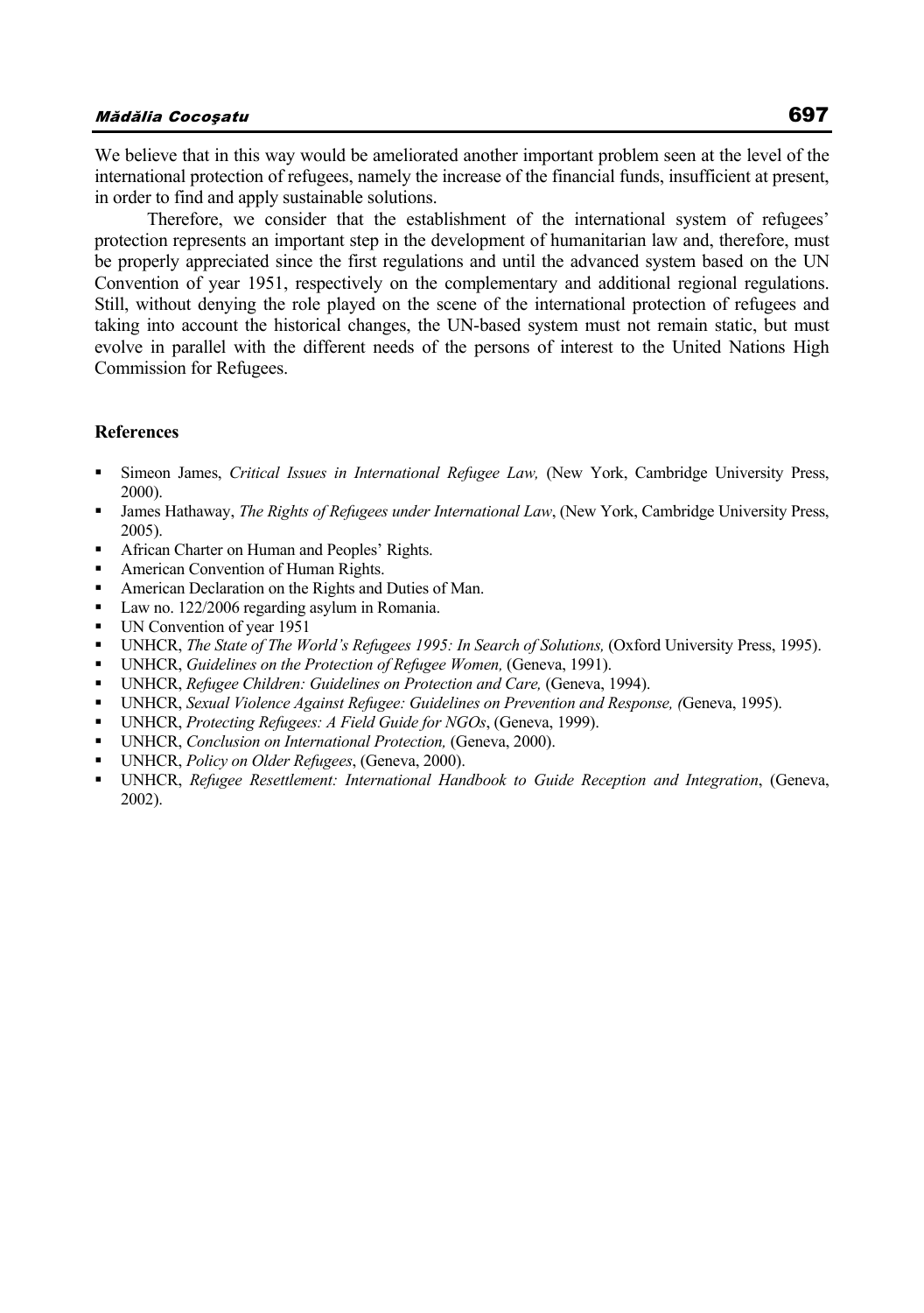We believe that in this way would be ameliorated another important problem seen at the level of the international protection of refugees, namely the increase of the financial funds, insufficient at present, in order to find and apply sustainable solutions.

Therefore, we consider that the establishment of the international system of refugees' protection represents an important step in the development of humanitarian law and, therefore, must be properly appreciated since the first regulations and until the advanced system based on the UN Convention of year 1951, respectively on the complementary and additional regional regulations. Still, without denying the role played on the scene of the international protection of refugees and taking into account the historical changes, the UN-based system must not remain static, but must evolve in parallel with the different needs of the persons of interest to the United Nations High Commission for Refugees.

### References

- Simeon James, *Critical Issues in International Refugee Law,* (New York, Cambridge University Press, 2000).
- James Hathaway, *The Rights of Refugees under International Law*, (New York, Cambridge University Press, 2005).
- African Charter on Human and Peoples' Rights.
- American Convention of Human Rights.
- American Declaration on the Rights and Duties of Man.
- Law no. 122/2006 regarding asylum in Romania.
- UN Convention of year 1951
- UNHCR, *The State of The World's Refugees 1995: In Search of Solutions,* (Oxford University Press, 1995).
- UNHCR, *Guidelines on the Protection of Refugee Women,* (Geneva, 1991).
- UNHCR, *Refugee Children: Guidelines on Protection and Care,* (Geneva, 1994).
- UNHCR, *Sexual Violence Against Refugee: Guidelines on Prevention and Response, (*Geneva, 1995).
- UNHCR, *Protecting Refugees: A Field Guide for NGOs*, (Geneva, 1999).
- UNHCR, *Conclusion on International Protection,* (Geneva, 2000).
- UNHCR, *Policy on Older Refugees*, (Geneva, 2000).
- UNHCR, *Refugee Resettlement: International Handbook to Guide Reception and Integration*, (Geneva, 2002).